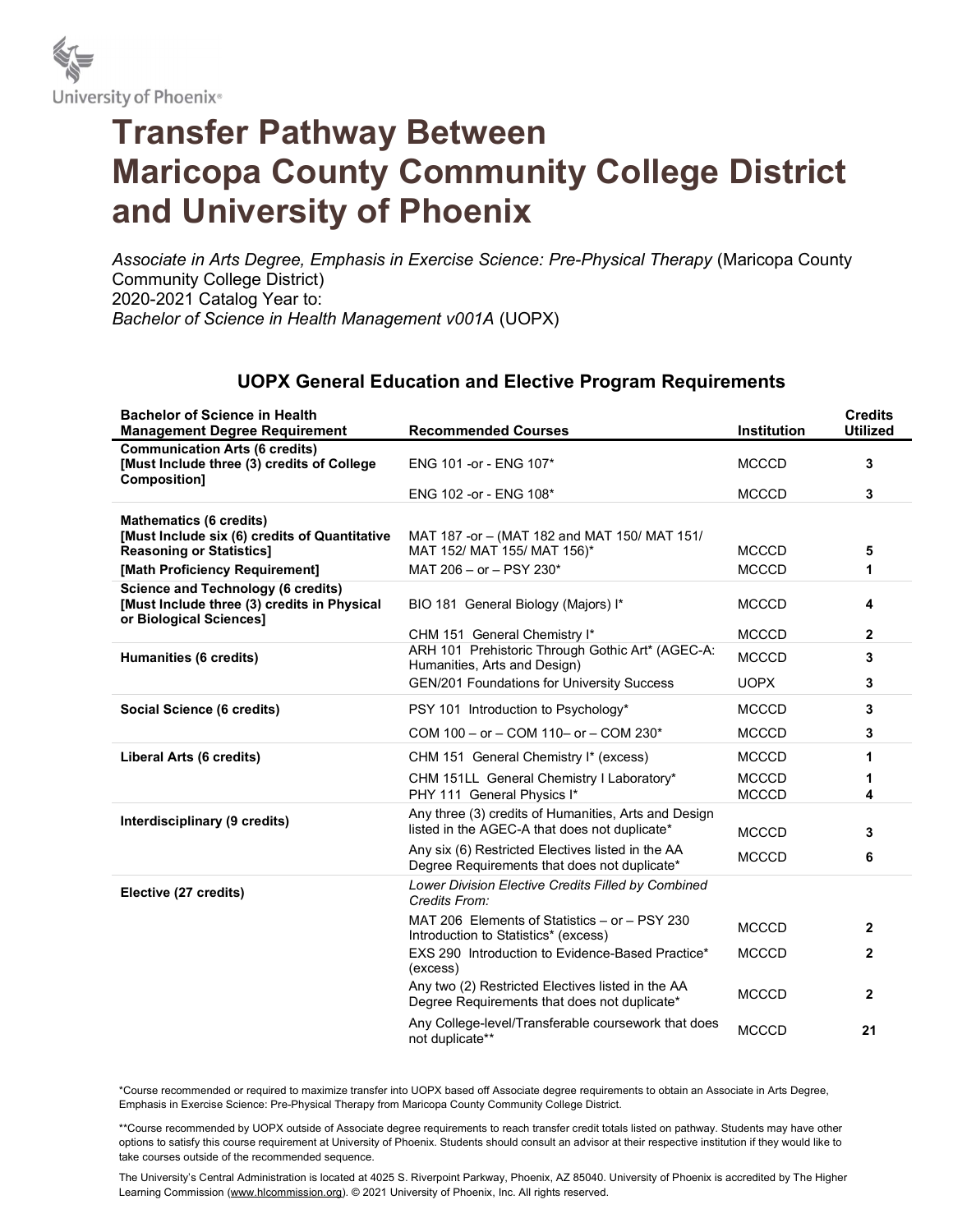# Transfer Pathway Between Maricopa County Community College District and University of Phoenix

*Associate in Arts Degree, Emphasis in Exercise Science: Pre-Physical Therapy* (Maricopa County Community College District)
2020-2021 Catalog Year to:
*Bachelor of Science in Health Management v001A* (UOPX)

## UOPX General Education and Elective Program Requirements

| Bachelor of Science in Health Management Degree Requirement | Recommended Courses | Institution | Credits Utilized |
|---|---|---|---|
| **Communication Arts (6 credits) [Must Include three (3) credits of College Composition]** | ENG 101 -or - ENG 107* | MCCCD | **3** |
| | ENG 102 -or - ENG 108* | MCCCD | **3** |
| **Mathematics (6 credits) [Must Include six (6) credits of Quantitative Reasoning or Statistics]** | MAT 187 -or – (MAT 182 and MAT 150/ MAT 151/ MAT 152/ MAT 155/ MAT 156)* | MCCCD | **5** |
| **[Math Proficiency Requirement]** | MAT 206 – or – PSY 230* | MCCCD | **1** |
| **Science and Technology (6 credits) [Must Include three (3) credits in Physical or Biological Sciences]** | BIO 181 General Biology (Majors) I* | MCCCD | **4** |
| | CHM 151 General Chemistry I* | MCCCD | **2** |
| **Humanities (6 credits)** | ARH 101 Prehistoric Through Gothic Art* (AGEC-A: Humanities, Arts and Design) | MCCCD | **3** |
| | GEN/201 Foundations for University Success | UOPX | **3** |
| **Social Science (6 credits)** | PSY 101 Introduction to Psychology* | MCCCD | **3** |
| | COM 100 – or – COM 110– or – COM 230* | MCCCD | **3** |
| **Liberal Arts (6 credits)** | CHM 151 General Chemistry I* (excess) | MCCCD | **1** |
| | CHM 151LL General Chemistry I Laboratory* | MCCCD | **1** |
| | PHY 111 General Physics I* | MCCCD | **4** |
| **Interdisciplinary (9 credits)** | Any three (3) credits of Humanities, Arts and Design listed in the AGEC-A that does not duplicate* | MCCCD | **3** |
| | Any six (6) Restricted Electives listed in the AA Degree Requirements that does not duplicate* | MCCCD | **6** |
| **Elective (27 credits)** | *Lower Division Elective Credits Filled by Combined Credits From:* | | |
| | MAT 206 Elements of Statistics – or – PSY 230 Introduction to Statistics* (excess) | MCCCD | **2** |
| | EXS 290 Introduction to Evidence-Based Practice* (excess) | MCCCD | **2** |
| | Any two (2) Restricted Electives listed in the AA Degree Requirements that does not duplicate* | MCCCD | **2** |
| | Any College-level/Transferable coursework that does not duplicate** | MCCCD | **21** |

*Course recommended or required to maximize transfer into UOPX based off Associate degree requirements to obtain an Associate in Arts Degree, Emphasis in Exercise Science: Pre-Physical Therapy from Maricopa County Community College District.

**Course recommended by UOPX outside of Associate degree requirements to reach transfer credit totals listed on pathway. Students may have other options to satisfy this course requirement at University of Phoenix. Students should consult an advisor at their respective institution if they would like to take courses outside of the recommended sequence.

The University's Central Administration is located at 4025 S. Riverpoint Parkway, Phoenix, AZ 85040. University of Phoenix is accredited by The Higher Learning Commission (www.hlcommission.org). © 2021 University of Phoenix, Inc. All rights reserved.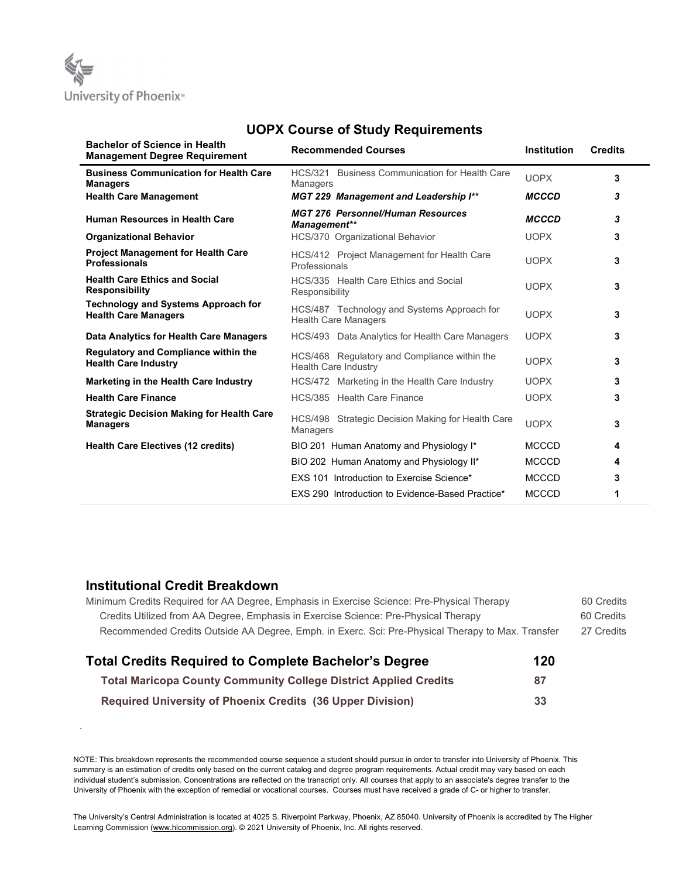## UOPX Course of Study Requirements

| Bachelor of Science in Health Management Degree Requirement | Recommended Courses | Institution | Credits |
|---|---|---|---|
| **Business Communication for Health Care Managers** | HCS/321 Business Communication for Health Care Managers | UOPX | 3 |
| **Health Care Management** | ***MGT 229 Management and Leadership I*\*** | ***MCCCD*** | ***3*** |
| **Human Resources in Health Care** | ***MGT 276 Personnel/Human Resources Management*\*** | ***MCCCD*** | ***3*** |
| **Organizational Behavior** | HCS/370 Organizational Behavior | UOPX | 3 |
| **Project Management for Health Care Professionals** | HCS/412 Project Management for Health Care Professionals | UOPX | 3 |
| **Health Care Ethics and Social Responsibility** | HCS/335 Health Care Ethics and Social Responsibility | UOPX | 3 |
| **Technology and Systems Approach for Health Care Managers** | HCS/487 Technology and Systems Approach for Health Care Managers | UOPX | 3 |
| **Data Analytics for Health Care Managers** | HCS/493 Data Analytics for Health Care Managers | UOPX | 3 |
| **Regulatory and Compliance within the Health Care Industry** | HCS/468 Regulatory and Compliance within the Health Care Industry | UOPX | 3 |
| **Marketing in the Health Care Industry** | HCS/472 Marketing in the Health Care Industry | UOPX | 3 |
| **Health Care Finance** | HCS/385 Health Care Finance | UOPX | 3 |
| **Strategic Decision Making for Health Care Managers** | HCS/498 Strategic Decision Making for Health Care Managers | UOPX | 3 |
| **Health Care Electives (12 credits)** | BIO 201 Human Anatomy and Physiology I* | MCCCD | 4 |
| | BIO 202 Human Anatomy and Physiology II* | MCCCD | 4 |
| | EXS 101 Introduction to Exercise Science* | MCCCD | 3 |
| | EXS 290 Introduction to Evidence-Based Practice* | MCCCD | 1 |

## Institutional Credit Breakdown

| | |
|---|---|
| Minimum Credits Required for AA Degree, Emphasis in Exercise Science: Pre-Physical Therapy | 60 Credits |
| Credits Utilized from AA Degree, Emphasis in Exercise Science: Pre-Physical Therapy | 60 Credits |
| Recommended Credits Outside AA Degree, Emph. in Exerc. Sci: Pre-Physical Therapy to Max. Transfer | 27 Credits |

| | |
|---|---|
| **Total Credits Required to Complete Bachelor's Degree** | **120** |
| **Total Maricopa County Community College District Applied Credits** | **87** |
| **Required University of Phoenix Credits (36 Upper Division)** | **33** |

NOTE: This breakdown represents the recommended course sequence a student should pursue in order to transfer into University of Phoenix. This summary is an estimation of credits only based on the current catalog and degree program requirements. Actual credit may vary based on each individual student's submission. Concentrations are reflected on the transcript only. All courses that apply to an associate's degree transfer to the University of Phoenix with the exception of remedial or vocational courses. Courses must have received a grade of C- or higher to transfer.

The University's Central Administration is located at 4025 S. Riverpoint Parkway, Phoenix, AZ 85040. University of Phoenix is accredited by The Higher Learning Commission (www.hlcommission.org). © 2021 University of Phoenix, Inc. All rights reserved.